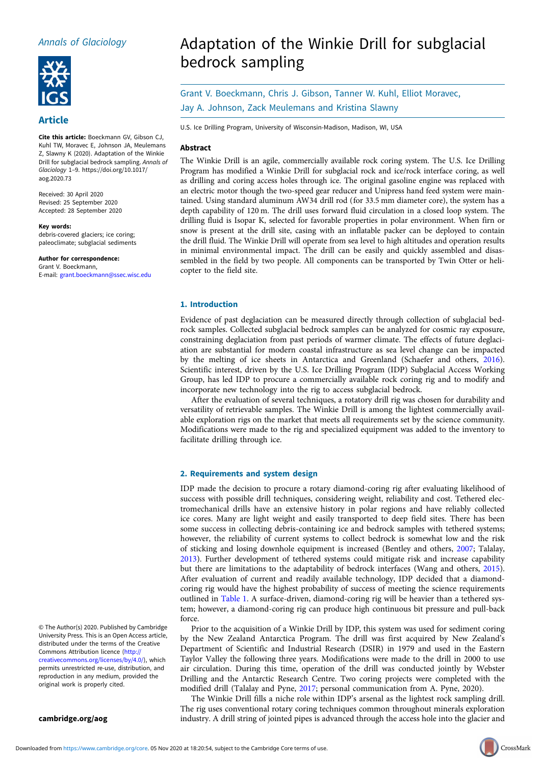# Adaptation of the Winkie Drill for subglacial bedrock sampling

Grant V. Boeckmann, Chris J. Gibson, Tanner W. Kuhl, Elliot Moravec, Jay A. Johnson, Zack Meulemans and Kristina Slawny

U.S. Ice Drilling Program, University of Wisconsin-Madison, Madison, WI, USA

*Annals of Glaciology*

**Article**

**Cite this article:** Boeckmann GV, Gibson CJ, Kuhl TW, Moravec E, Johnson JA, Meulemans Z, Slawny K (2020). Adaptation of the Winkie Drill for subglacial bedrock sampling. *Annals of Glaciology* 1–9. https://doi.org/10.1017/aog.2020.73

Received: 30 April 2020
Revised: 25 September 2020
Accepted: 28 September 2020

**Key words:**
debris-covered glaciers; ice coring; paleoclimate; subglacial sediments

**Author for correspondence:**
Grant V. Boeckmann,
E-mail: grant.boeckmann@ssec.wisc.edu

© The Author(s) 2020. Published by Cambridge University Press. This is an Open Access article, distributed under the terms of the Creative Commons Attribution licence (http://creativecommons.org/licenses/by/4.0/), which permits unrestricted re-use, distribution, and reproduction in any medium, provided the original work is properly cited.

## Abstract

The Winkie Drill is an agile, commercially available rock coring system. The U.S. Ice Drilling Program has modified a Winkie Drill for subglacial rock and ice/rock interface coring, as well as drilling and coring access holes through ice. The original gasoline engine was replaced with an electric motor though the two-speed gear reducer and Unipress hand feed system were maintained. Using standard aluminum AW34 drill rod (for 33.5 mm diameter core), the system has a depth capability of 120 m. The drill uses forward fluid circulation in a closed loop system. The drilling fluid is Isopar K, selected for favorable properties in polar environment. When firn or snow is present at the drill site, casing with an inflatable packer can be deployed to contain the drill fluid. The Winkie Drill will operate from sea level to high altitudes and operation results in minimal environmental impact. The drill can be easily and quickly assembled and disassembled in the field by two people. All components can be transported by Twin Otter or helicopter to the field site.

## 1. Introduction

Evidence of past deglaciation can be measured directly through collection of subglacial bedrock samples. Collected subglacial bedrock samples can be analyzed for cosmic ray exposure, constraining deglaciation from past periods of warmer climate. The effects of future deglaciation are substantial for modern coastal infrastructure as sea level change can be impacted by the melting of ice sheets in Antarctica and Greenland (Schaefer and others, 2016). Scientific interest, driven by the U.S. Ice Drilling Program (IDP) Subglacial Access Working Group, has led IDP to procure a commercially available rock coring rig and to modify and incorporate new technology into the rig to access subglacial bedrock.

After the evaluation of several techniques, a rotatory drill rig was chosen for durability and versatility of retrievable samples. The Winkie Drill is among the lightest commercially available exploration rigs on the market that meets all requirements set by the science community. Modifications were made to the rig and specialized equipment was added to the inventory to facilitate drilling through ice.

## 2. Requirements and system design

IDP made the decision to procure a rotary diamond-coring rig after evaluating likelihood of success with possible drill techniques, considering weight, reliability and cost. Tethered electromechanical drills have an extensive history in polar regions and have reliably collected ice cores. Many are light weight and easily transported to deep field sites. There has been some success in collecting debris-containing ice and bedrock samples with tethered systems; however, the reliability of current systems to collect bedrock is somewhat low and the risk of sticking and losing downhole equipment is increased (Bentley and others, 2007; Talalay, 2013). Further development of tethered systems could mitigate risk and increase capability but there are limitations to the adaptability of bedrock interfaces (Wang and others, 2015). After evaluation of current and readily available technology, IDP decided that a diamond-coring rig would have the highest probability of success of meeting the science requirements outlined in Table 1. A surface-driven, diamond-coring rig will be heavier than a tethered system; however, a diamond-coring rig can produce high continuous bit pressure and pull-back force.

Prior to the acquisition of a Winkie Drill by IDP, this system was used for sediment coring by the New Zealand Antarctica Program. The drill was first acquired by New Zealand's Department of Scientific and Industrial Research (DSIR) in 1979 and used in the Eastern Taylor Valley the following three years. Modifications were made to the drill in 2000 to use air circulation. During this time, operation of the drill was conducted jointly by Webster Drilling and the Antarctic Research Centre. Two coring projects were completed with the modified drill (Talalay and Pyne, 2017; personal communication from A. Pyne, 2020).

The Winkie Drill fills a niche role within IDP's arsenal as the lightest rock sampling drill. The rig uses conventional rotary coring techniques common throughout minerals exploration industry. A drill string of jointed pipes is advanced through the access hole into the glacier and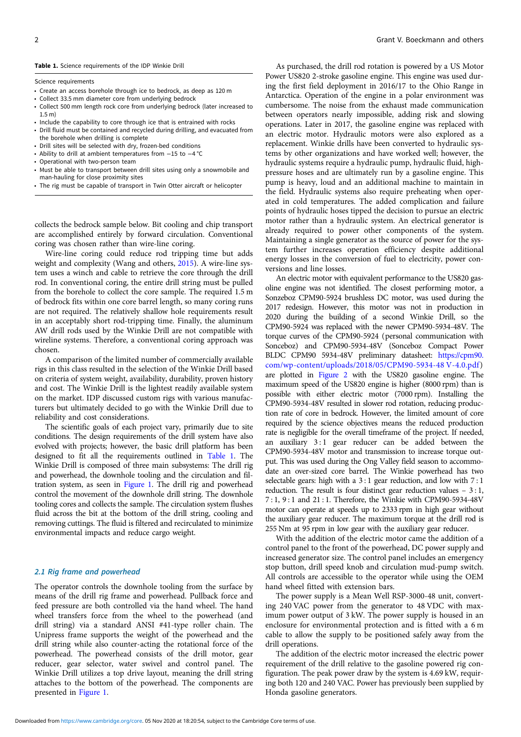**Table 1.** Science requirements of the IDP Winkie Drill

| Science requirements |
| --- |
| • Create an access borehole through ice to bedrock, as deep as 120 m |
| • Collect 33.5 mm diameter core from underlying bedrock |
| • Collect 500 mm length rock core from underlying bedrock (later increased to 1.5 m) |
| • Include the capability to core through ice that is entrained with rocks |
| • Drill fluid must be contained and recycled during drilling, and evacuated from the borehole when drilling is complete |
| • Drill sites will be selected with dry, frozen-bed conditions |
| • Ability to drill at ambient temperatures from −15 to −4 °C |
| • Operational with two-person team |
| • Must be able to transport between drill sites using only a snowmobile and man-hauling for close proximity sites |
| • The rig must be capable of transport in Twin Otter aircraft or helicopter |

collects the bedrock sample below. Bit cooling and chip transport are accomplished entirely by forward circulation. Conventional coring was chosen rather than wire-line coring.

Wire-line coring could reduce rod tripping time but adds weight and complexity (Wang and others, 2015). A wire-line system uses a winch and cable to retrieve the core through the drill rod. In conventional coring, the entire drill string must be pulled from the borehole to collect the core sample. The required 1.5 m of bedrock fits within one core barrel length, so many coring runs are not required. The relatively shallow hole requirements result in an acceptably short rod-tripping time. Finally, the aluminum AW drill rods used by the Winkie Drill are not compatible with wireline systems. Therefore, a conventional coring approach was chosen.

A comparison of the limited number of commercially available rigs in this class resulted in the selection of the Winkie Drill based on criteria of system weight, availability, durability, proven history and cost. The Winkie Drill is the lightest readily available system on the market. IDP discussed custom rigs with various manufacturers but ultimately decided to go with the Winkie Drill due to reliability and cost considerations.

The scientific goals of each project vary, primarily due to site conditions. The design requirements of the drill system have also evolved with projects; however, the basic drill platform has been designed to fit all the requirements outlined in Table 1. The Winkie Drill is composed of three main subsystems: The drill rig and powerhead, the downhole tooling and the circulation and filtration system, as seen in Figure 1. The drill rig and powerhead control the movement of the downhole drill string. The downhole tooling cores and collects the sample. The circulation system flushes fluid across the bit at the bottom of the drill string, cooling and removing cuttings. The fluid is filtered and recirculated to minimize environmental impacts and reduce cargo weight.

### 2.1 Rig frame and powerhead

The operator controls the downhole tooling from the surface by means of the drill rig frame and powerhead. Pullback force and feed pressure are both controlled via the hand wheel. The hand wheel transfers force from the wheel to the powerhead (and drill string) via a standard ANSI #41-type roller chain. The Unipress frame supports the weight of the powerhead and the drill string while also counter-acting the rotational force of the powerhead. The powerhead consists of the drill motor, gear reducer, gear selector, water swivel and control panel. The Winkie Drill utilizes a top drive layout, meaning the drill string attaches to the bottom of the powerhead. The components are presented in Figure 1.

As purchased, the drill rod rotation is powered by a US Motor Power US820 2-stroke gasoline engine. This engine was used during the first field deployment in 2016/17 to the Ohio Range in Antarctica. Operation of the engine in a polar environment was cumbersome. The noise from the exhaust made communication between operators nearly impossible, adding risk and slowing operations. Later in 2017, the gasoline engine was replaced with an electric motor. Hydraulic motors were also explored as a replacement. Winkie drills have been converted to hydraulic systems by other organizations and have worked well; however, the hydraulic systems require a hydraulic pump, hydraulic fluid, high-pressure hoses and are ultimately run by a gasoline engine. This pump is heavy, loud and an additional machine to maintain in the field. Hydraulic systems also require preheating when operated in cold temperatures. The added complication and failure points of hydraulic hoses tipped the decision to pursue an electric motor rather than a hydraulic system. An electrical generator is already required to power other components of the system. Maintaining a single generator as the source of power for the system further increases operation efficiency despite additional energy losses in the conversion of fuel to electricity, power conversions and line losses.

An electric motor with equivalent performance to the US820 gasoline engine was not identified. The closest performing motor, a Sonzeboz CPM90-5924 brushless DC motor, was used during the 2017 redesign. However, this motor was not in production in 2020 during the building of a second Winkie Drill, so the CPM90-5924 was replaced with the newer CPM90-5934-48V. The torque curves of the CPM90-5924 (personal communication with Sonceboz) and CPM90-5934-48V (Sonceboz Compact Power BLDC CPM90 5934-48V preliminary datasheet: https://cpm90.com/wp-content/uploads/2018/05/CPM90-5934-48 V-4.0.pdf) are plotted in Figure 2 with the US820 gasoline engine. The maximum speed of the US820 engine is higher (8000 rpm) than is possible with either electric motor (7000 rpm). Installing the CPM90-5934-48V resulted in slower rod rotation, reducing production rate of core in bedrock. However, the limited amount of core required by the science objectives means the reduced production rate is negligible for the overall timeframe of the project. If needed, an auxiliary 3 : 1 gear reducer can be added between the CPM90-5934-48V motor and transmission to increase torque output. This was used during the Ong Valley field season to accommodate an over-sized core barrel. The Winkie powerhead has two selectable gears: high with a 3 : 1 gear reduction, and low with 7 : 1 reduction. The result is four distinct gear reduction values – 3 : 1, 7 : 1, 9 : 1 and 21 : 1. Therefore, the Winkie with CPM90-5934-48V motor can operate at speeds up to 2333 rpm in high gear without the auxiliary gear reducer. The maximum torque at the drill rod is 255 Nm at 95 rpm in low gear with the auxiliary gear reducer.

With the addition of the electric motor came the addition of a control panel to the front of the powerhead, DC power supply and increased generator size. The control panel includes an emergency stop button, drill speed knob and circulation mud-pump switch. All controls are accessible to the operator while using the OEM hand wheel fitted with extension bars.

The power supply is a Mean Well RSP-3000-48 unit, converting 240 VAC power from the generator to 48 VDC with maximum power output of 3 kW. The power supply is housed in an enclosure for environmental protection and is fitted with a 6 m cable to allow the supply to be positioned safely away from the drill operations.

The addition of the electric motor increased the electric power requirement of the drill relative to the gasoline powered rig configuration. The peak power draw by the system is 4.69 kW, requiring both 120 and 240 VAC. Power has previously been supplied by Honda gasoline generators.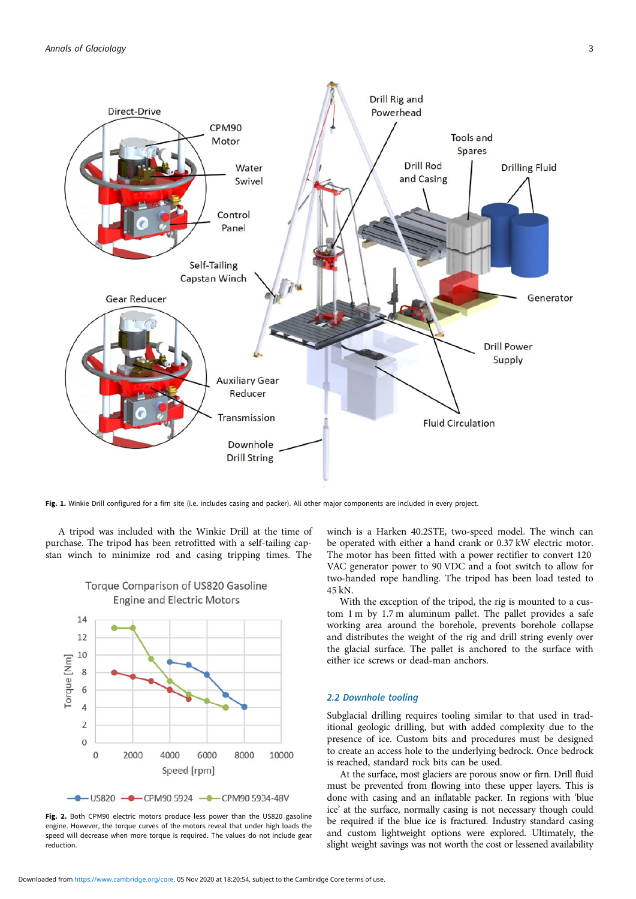Fig. 1. Winkie Drill configured for a firn site (i.e. includes casing and packer). All other major components are included in every project.

A tripod was included with the Winkie Drill at the time of purchase. The tripod has been retrofitted with a self-tailing capstan winch to minimize rod and casing tripping times. The winch is a Harken 40.2STE, two-speed model. The winch can be operated with either a hand crank or 0.37 kW electric motor. The motor has been fitted with a power rectifier to convert 120 VAC generator power to 90 VDC and a foot switch to allow for two-handed rope handling. The tripod has been load tested to 45 kN.

With the exception of the tripod, the rig is mounted to a custom 1 m by 1.7 m aluminum pallet. The pallet provides a safe working area around the borehole, prevents borehole collapse and distributes the weight of the rig and drill string evenly over the glacial surface. The pallet is anchored to the surface with either ice screws or dead-man anchors.

Fig. 2. Both CPM90 electric motors produce less power than the US820 gasoline engine. However, the torque curves of the motors reveal that under high loads the speed will decrease when more torque is required. The values do not include gear reduction.

### 2.2 Downhole tooling

Subglacial drilling requires tooling similar to that used in traditional geologic drilling, but with added complexity due to the presence of ice. Custom bits and procedures must be designed to create an access hole to the underlying bedrock. Once bedrock is reached, standard rock bits can be used.

At the surface, most glaciers are porous snow or firn. Drill fluid must be prevented from flowing into these upper layers. This is done with casing and an inflatable packer. In regions with 'blue ice' at the surface, normally casing is not necessary though could be required if the blue ice is fractured. Industry standard casing and custom lightweight options were explored. Ultimately, the slight weight savings was not worth the cost or lessened availability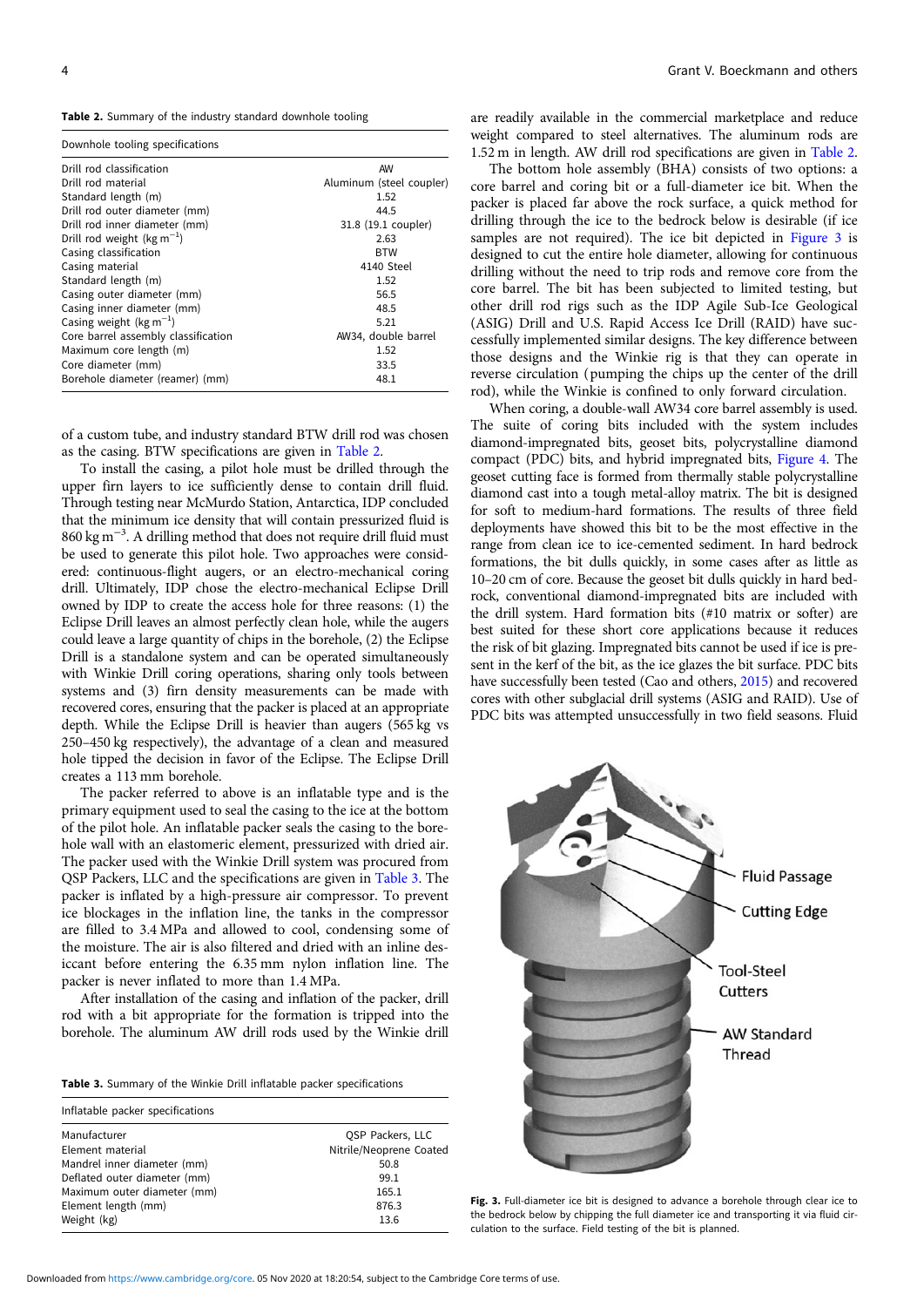**Table 2.** Summary of the industry standard downhole tooling

| Downhole tooling specifications | |
|---|---|
| Drill rod classification | AW |
| Drill rod material | Aluminum (steel coupler) |
| Standard length (m) | 1.52 |
| Drill rod outer diameter (mm) | 44.5 |
| Drill rod inner diameter (mm) | 31.8 (19.1 coupler) |
| Drill rod weight (kg m$^{-1}$) | 2.63 |
| Casing classification | BTW |
| Casing material | 4140 Steel |
| Standard length (m) | 1.52 |
| Casing outer diameter (mm) | 56.5 |
| Casing inner diameter (mm) | 48.5 |
| Casing weight (kg m$^{-1}$) | 5.21 |
| Core barrel assembly classification | AW34, double barrel |
| Maximum core length (m) | 1.52 |
| Core diameter (mm) | 33.5 |
| Borehole diameter (reamer) (mm) | 48.1 |

of a custom tube, and industry standard BTW drill rod was chosen as the casing. BTW specifications are given in Table 2.

To install the casing, a pilot hole must be drilled through the upper firn layers to ice sufficiently dense to contain drill fluid. Through testing near McMurdo Station, Antarctica, IDP concluded that the minimum ice density that will contain pressurized fluid is 860 kg m$^{-3}$. A drilling method that does not require drill fluid must be used to generate this pilot hole. Two approaches were considered: continuous-flight augers, or an electro-mechanical coring drill. Ultimately, IDP chose the electro-mechanical Eclipse Drill owned by IDP to create the access hole for three reasons: (1) the Eclipse Drill leaves an almost perfectly clean hole, while the augers could leave a large quantity of chips in the borehole, (2) the Eclipse Drill is a standalone system and can be operated simultaneously with Winkie Drill coring operations, sharing only tools between systems and (3) firn density measurements can be made with recovered cores, ensuring that the packer is placed at an appropriate depth. While the Eclipse Drill is heavier than augers (565 kg vs 250–450 kg respectively), the advantage of a clean and measured hole tipped the decision in favor of the Eclipse. The Eclipse Drill creates a 113 mm borehole.

The packer referred to above is an inflatable type and is the primary equipment used to seal the casing to the ice at the bottom of the pilot hole. An inflatable packer seals the casing to the borehole wall with an elastomeric element, pressurized with dried air. The packer used with the Winkie Drill system was procured from QSP Packers, LLC and the specifications are given in Table 3. The packer is inflated by a high-pressure air compressor. To prevent ice blockages in the inflation line, the tanks in the compressor are filled to 3.4 MPa and allowed to cool, condensing some of the moisture. The air is also filtered and dried with an inline desiccant before entering the 6.35 mm nylon inflation line. The packer is never inflated to more than 1.4 MPa.

After installation of the casing and inflation of the packer, drill rod with a bit appropriate for the formation is tripped into the borehole. The aluminum AW drill rods used by the Winkie drill are readily available in the commercial marketplace and reduce weight compared to steel alternatives. The aluminum rods are 1.52 m in length. AW drill rod specifications are given in Table 2.

**Table 3.** Summary of the Winkie Drill inflatable packer specifications

| Inflatable packer specifications | |
|---|---|
| Manufacturer | QSP Packers, LLC |
| Element material | Nitrile/Neoprene Coated |
| Mandrel inner diameter (mm) | 50.8 |
| Deflated outer diameter (mm) | 99.1 |
| Maximum outer diameter (mm) | 165.1 |
| Element length (mm) | 876.3 |
| Weight (kg) | 13.6 |

The bottom hole assembly (BHA) consists of two options: a core barrel and coring bit or a full-diameter ice bit. When the packer is placed far above the rock surface, a quick method for drilling through the ice to the bedrock below is desirable (if ice samples are not required). The ice bit depicted in Figure 3 is designed to cut the entire hole diameter, allowing for continuous drilling without the need to trip rods and remove core from the core barrel. The bit has been subjected to limited testing, but other drill rod rigs such as the IDP Agile Sub-Ice Geological (ASIG) Drill and U.S. Rapid Access Ice Drill (RAID) have successfully implemented similar designs. The key difference between those designs and the Winkie rig is that they can operate in reverse circulation (pumping the chips up the center of the drill rod), while the Winkie is confined to only forward circulation.

When coring, a double-wall AW34 core barrel assembly is used. The suite of coring bits included with the system includes diamond-impregnated bits, geoset bits, polycrystalline diamond compact (PDC) bits, and hybrid impregnated bits, Figure 4. The geoset cutting face is formed from thermally stable polycrystalline diamond cast into a tough metal-alloy matrix. The bit is designed for soft to medium-hard formations. The results of three field deployments have showed this bit to be the most effective in the range from clean ice to ice-cemented sediment. In hard bedrock formations, the bit dulls quickly, in some cases after as little as 10–20 cm of core. Because the geoset bit dulls quickly in hard bedrock, conventional diamond-impregnated bits are included with the drill system. Hard formation bits (#10 matrix or softer) are best suited for these short core applications because it reduces the risk of bit glazing. Impregnated bits cannot be used if ice is present in the kerf of the bit, as the ice glazes the bit surface. PDC bits have successfully been tested (Cao and others, 2015) and recovered cores with other subglacial drill systems (ASIG and RAID). Use of PDC bits was attempted unsuccessfully in two field seasons. Fluid

**Fig. 3.** Full-diameter ice bit is designed to advance a borehole through clear ice to the bedrock below by chipping the full diameter ice and transporting it via fluid circulation to the surface. Field testing of the bit is planned.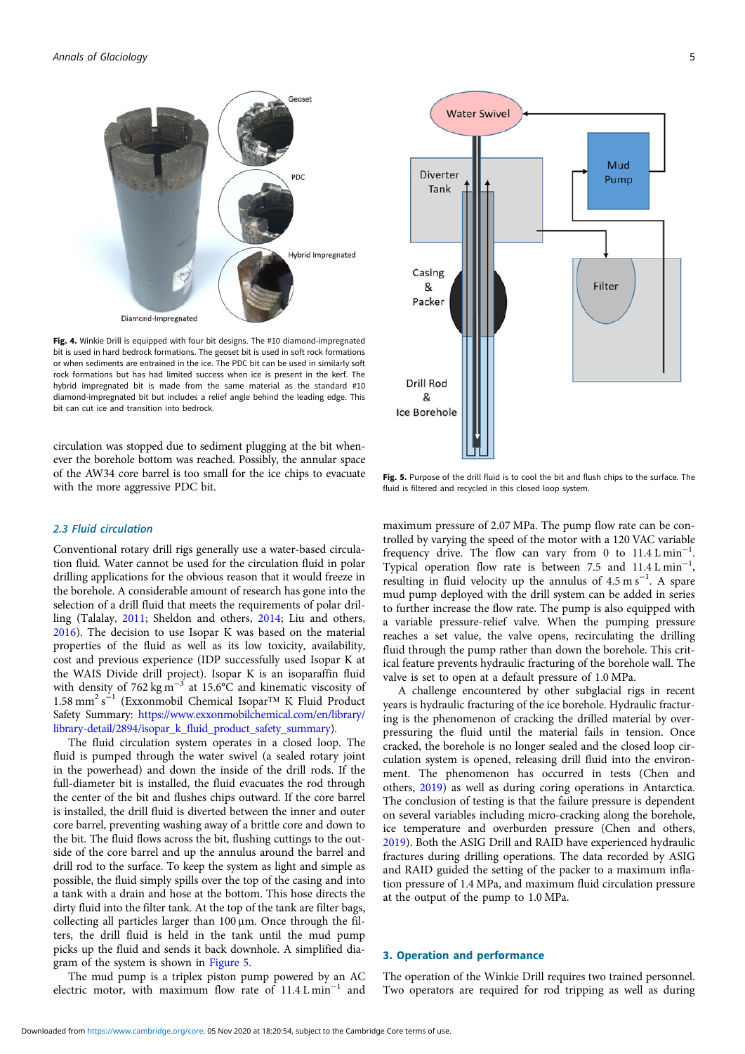Fig. 4. Winkie Drill is equipped with four bit designs. The #10 diamond-impregnated bit is used in hard bedrock formations. The geoset bit is used in soft rock formations or when sediments are entrained in the ice. The PDC bit can be used in similarly soft rock formations but has had limited success when ice is present in the kerf. The hybrid impregnated bit is made from the same material as the standard #10 diamond-impregnated bit but includes a relief angle behind the leading edge. This bit can cut ice and transition into bedrock.

circulation was stopped due to sediment plugging at the bit whenever the borehole bottom was reached. Possibly, the annular space of the AW34 core barrel is too small for the ice chips to evacuate with the more aggressive PDC bit.

### 2.3 Fluid circulation

Conventional rotary drill rigs generally use a water-based circulation fluid. Water cannot be used for the circulation fluid in polar drilling applications for the obvious reason that it would freeze in the borehole. A considerable amount of research has gone into the selection of a drill fluid that meets the requirements of polar drilling (Talalay, 2011; Sheldon and others, 2014; Liu and others, 2016). The decision to use Isopar K was based on the material properties of the fluid as well as its low toxicity, availability, cost and previous experience (IDP successfully used Isopar K at the WAIS Divide drill project). Isopar K is an isoparaffin fluid with density of 762 kg $m^{-3}$ at 15.6°C and kinematic viscosity of 1.58 $mm^2$ $s^{-1}$ (Exxonmobil Chemical Isopar™ K Fluid Product Safety Summary: https://www.exxonmobilchemical.com/en/library/library-detail/2894/isopar_k_fluid_product_safety_summary).

The fluid circulation system operates in a closed loop. The fluid is pumped through the water swivel (a sealed rotary joint in the powerhead) and down the inside of the drill rods. If the full-diameter bit is installed, the fluid evacuates the rod through the center of the bit and flushes chips outward. If the core barrel is installed, the drill fluid is diverted between the inner and outer core barrel, preventing washing away of a brittle core and down to the bit. The fluid flows across the bit, flushing cuttings to the outside of the core barrel and up the annulus around the barrel and drill rod to the surface. To keep the system as light and simple as possible, the fluid simply spills over the top of the casing and into a tank with a drain and hose at the bottom. This hose directs the dirty fluid into the filter tank. At the top of the tank are filter bags, collecting all particles larger than 100 µm. Once through the filters, the drill fluid is held in the tank until the mud pump picks up the fluid and sends it back downhole. A simplified diagram of the system is shown in Figure 5.

The mud pump is a triplex piston pump powered by an AC electric motor, with maximum flow rate of 11.4 L $min^{-1}$ and maximum pressure of 2.07 MPa. The pump flow rate can be controlled by varying the speed of the motor with a 120 VAC variable frequency drive. The flow can vary from 0 to 11.4 L $min^{-1}$. Typical operation flow rate is between 7.5 and 11.4 L $min^{-1}$, resulting in fluid velocity up the annulus of 4.5 m $s^{-1}$. A spare mud pump deployed with the drill system can be added in series to further increase the flow rate. The pump is also equipped with a variable pressure-relief valve. When the pumping pressure reaches a set value, the valve opens, recirculating the drilling fluid through the pump rather than down the borehole. This critical feature prevents hydraulic fracturing of the borehole wall. The valve is set to open at a default pressure of 1.0 MPa.

Fig. 5. Purpose of the drill fluid is to cool the bit and flush chips to the surface. The fluid is filtered and recycled in this closed loop system.

A challenge encountered by other subglacial rigs in recent years is hydraulic fracturing of the ice borehole. Hydraulic fracturing is the phenomenon of cracking the drilled material by overpressuring the fluid until the material fails in tension. Once cracked, the borehole is no longer sealed and the closed loop circulation system is opened, releasing drill fluid into the environment. The phenomenon has occurred in tests (Chen and others, 2019) as well as during coring operations in Antarctica. The conclusion of testing is that the failure pressure is dependent on several variables including micro-cracking along the borehole, ice temperature and overburden pressure (Chen and others, 2019). Both the ASIG Drill and RAID have experienced hydraulic fractures during drilling operations. The data recorded by ASIG and RAID guided the setting of the packer to a maximum inflation pressure of 1.4 MPa, and maximum fluid circulation pressure at the output of the pump to 1.0 MPa.

## 3. Operation and performance

The operation of the Winkie Drill requires two trained personnel. Two operators are required for rod tripping as well as during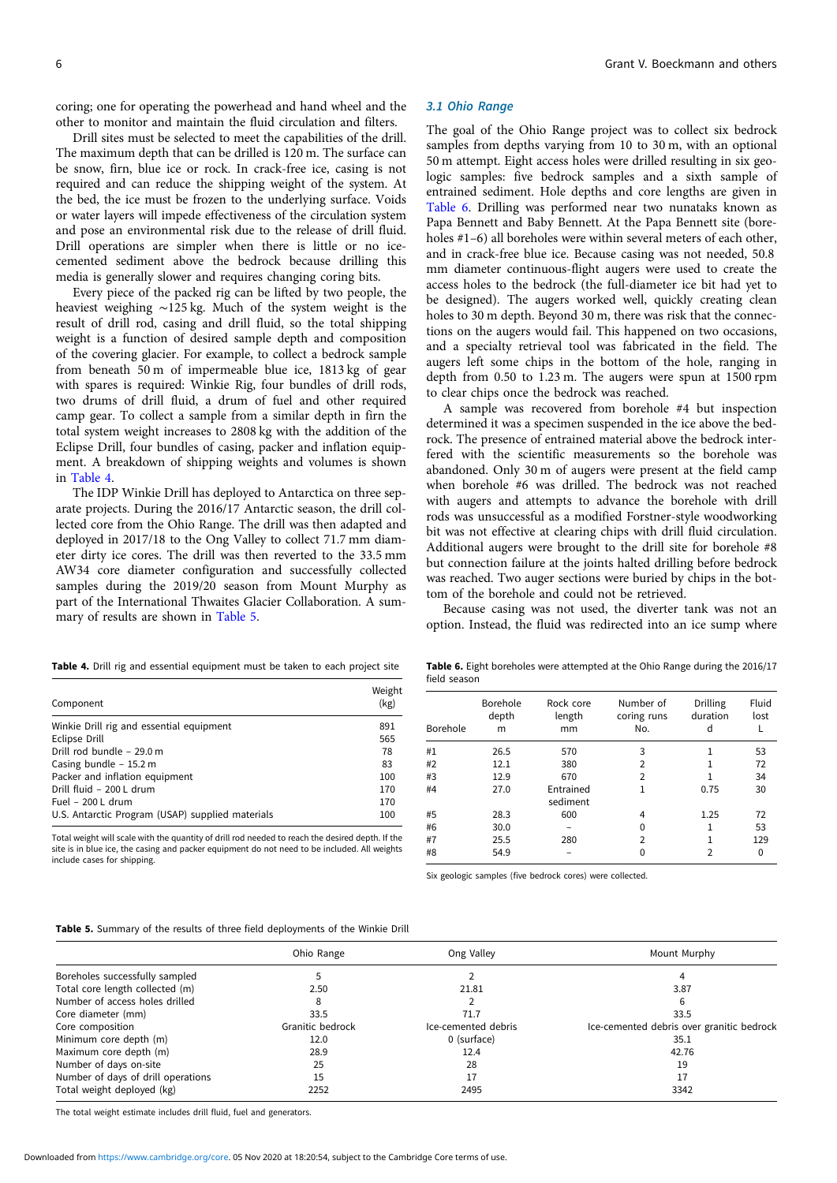coring; one for operating the powerhead and hand wheel and the other to monitor and maintain the fluid circulation and filters.

Drill sites must be selected to meet the capabilities of the drill. The maximum depth that can be drilled is 120 m. The surface can be snow, firn, blue ice or rock. In crack-free ice, casing is not required and can reduce the shipping weight of the system. At the bed, the ice must be frozen to the underlying surface. Voids or water layers will impede effectiveness of the circulation system and pose an environmental risk due to the release of drill fluid. Drill operations are simpler when there is little or no ice-cemented sediment above the bedrock because drilling this media is generally slower and requires changing coring bits.

Every piece of the packed rig can be lifted by two people, the heaviest weighing ∼125 kg. Much of the system weight is the result of drill rod, casing and drill fluid, so the total shipping weight is a function of desired sample depth and composition of the covering glacier. For example, to collect a bedrock sample from beneath 50 m of impermeable blue ice, 1813 kg of gear with spares is required: Winkie Rig, four bundles of drill rods, two drums of drill fluid, a drum of fuel and other required camp gear. To collect a sample from a similar depth in firn the total system weight increases to 2808 kg with the addition of the Eclipse Drill, four bundles of casing, packer and inflation equipment. A breakdown of shipping weights and volumes is shown in Table 4.

The IDP Winkie Drill has deployed to Antarctica on three separate projects. During the 2016/17 Antarctic season, the drill collected core from the Ohio Range. The drill was then adapted and deployed in 2017/18 to the Ong Valley to collect 71.7 mm diameter dirty ice cores. The drill was then reverted to the 33.5 mm AW34 core diameter configuration and successfully collected samples during the 2019/20 season from Mount Murphy as part of the International Thwaites Glacier Collaboration. A summary of results are shown in Table 5.

**Table 4.** Drill rig and essential equipment must be taken to each project site

| Component | Weight (kg) |
|---|---|
| Winkie Drill rig and essential equipment | 891 |
| Eclipse Drill | 565 |
| Drill rod bundle – 29.0 m | 78 |
| Casing bundle – 15.2 m | 83 |
| Packer and inflation equipment | 100 |
| Drill fluid – 200 L drum | 170 |
| Fuel – 200 L drum | 170 |
| U.S. Antarctic Program (USAP) supplied materials | 100 |

Total weight will scale with the quantity of drill rod needed to reach the desired depth. If the site is in blue ice, the casing and packer equipment do not need to be included. All weights include cases for shipping.

### 3.1 Ohio Range

The goal of the Ohio Range project was to collect six bedrock samples from depths varying from 10 to 30 m, with an optional 50 m attempt. Eight access holes were drilled resulting in six geologic samples: five bedrock samples and a sixth sample of entrained sediment. Hole depths and core lengths are given in Table 6. Drilling was performed near two nunataks known as Papa Bennett and Baby Bennett. At the Papa Bennett site (boreholes #1–6) all boreholes were within several meters of each other, and in crack-free blue ice. Because casing was not needed, 50.8 mm diameter continuous-flight augers were used to create the access holes to the bedrock (the full-diameter ice bit had yet to be designed). The augers worked well, quickly creating clean holes to 30 m depth. Beyond 30 m, there was risk that the connections on the augers would fail. This happened on two occasions, and a specialty retrieval tool was fabricated in the field. The augers left some chips in the bottom of the hole, ranging in depth from 0.50 to 1.23 m. The augers were spun at 1500 rpm to clear chips once the bedrock was reached.

A sample was recovered from borehole #4 but inspection determined it was a specimen suspended in the ice above the bedrock. The presence of entrained material above the bedrock interfered with the scientific measurements so the borehole was abandoned. Only 30 m of augers were present at the field camp when borehole #6 was drilled. The bedrock was not reached with augers and attempts to advance the borehole with drill rods was unsuccessful as a modified Forstner-style woodworking bit was not effective at clearing chips with drill fluid circulation. Additional augers were brought to the drill site for borehole #8 but connection failure at the joints halted drilling before bedrock was reached. Two auger sections were buried by chips in the bottom of the borehole and could not be retrieved.

Because casing was not used, the diverter tank was not an option. Instead, the fluid was redirected into an ice sump where

**Table 6.** Eight boreholes were attempted at the Ohio Range during the 2016/17 field season

| Borehole | Borehole depth m | Rock core length mm | Number of coring runs No. | Drilling duration d | Fluid lost L |
|---|---|---|---|---|---|
| #1 | 26.5 | 570 | 3 | 1 | 53 |
| #2 | 12.1 | 380 | 2 | 1 | 72 |
| #3 | 12.9 | 670 | 2 | 1 | 34 |
| #4 | 27.0 | Entrained sediment | 1 | 0.75 | 30 |
| #5 | 28.3 | 600 | 4 | 1.25 | 72 |
| #6 | 30.0 | – | 0 | 1 | 53 |
| #7 | 25.5 | 280 | 2 | 1 | 129 |
| #8 | 54.9 | – | 0 | 2 | 0 |

Six geologic samples (five bedrock cores) were collected.

**Table 5.** Summary of the results of three field deployments of the Winkie Drill

| | Ohio Range | Ong Valley | Mount Murphy |
|---|---|---|---|
| Boreholes successfully sampled | 5 | 2 | 4 |
| Total core length collected (m) | 2.50 | 21.81 | 3.87 |
| Number of access holes drilled | 8 | 2 | 6 |
| Core diameter (mm) | 33.5 | 71.7 | 33.5 |
| Core composition | Granitic bedrock | Ice-cemented debris | Ice-cemented debris over granitic bedrock |
| Minimum core depth (m) | 12.0 | 0 (surface) | 35.1 |
| Maximum core depth (m) | 28.9 | 12.4 | 42.76 |
| Number of days on-site | 25 | 28 | 19 |
| Number of days of drill operations | 15 | 17 | 17 |
| Total weight deployed (kg) | 2252 | 2495 | 3342 |

The total weight estimate includes drill fluid, fuel and generators.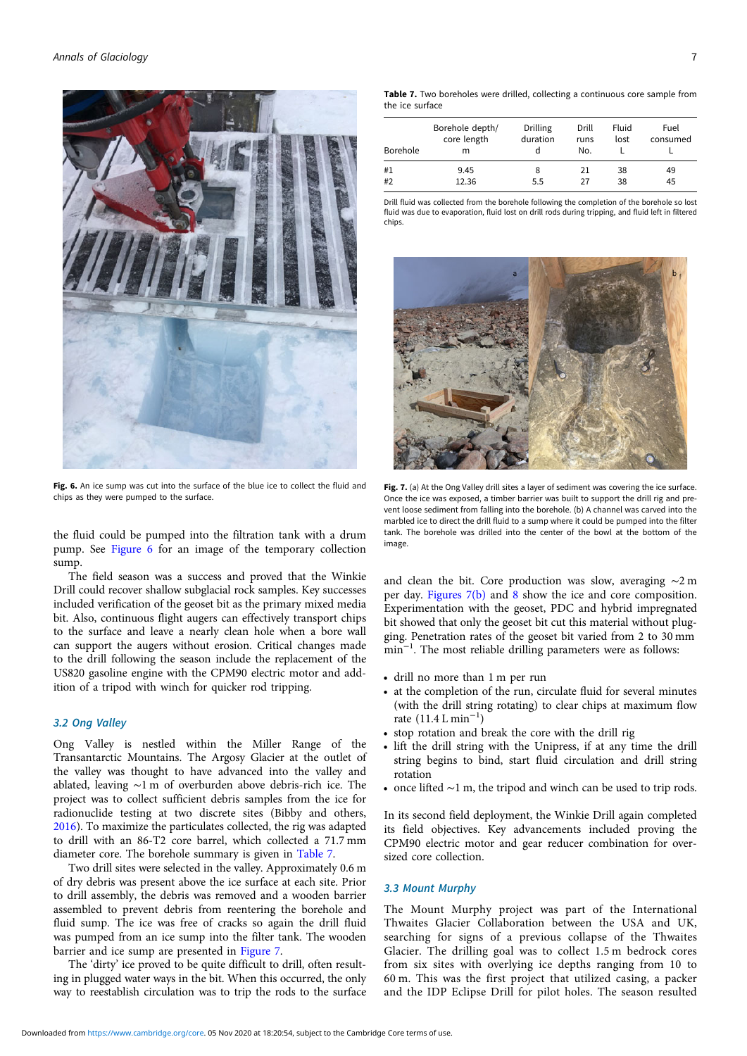Fig. 6. An ice sump was cut into the surface of the blue ice to collect the fluid and chips as they were pumped to the surface.

the fluid could be pumped into the filtration tank with a drum pump. See Figure 6 for an image of the temporary collection sump.

The field season was a success and proved that the Winkie Drill could recover shallow subglacial rock samples. Key successes included verification of the geoset bit as the primary mixed media bit. Also, continuous flight augers can effectively transport chips to the surface and leave a nearly clean hole when a bore wall can support the augers without erosion. Critical changes made to the drill following the season include the replacement of the US820 gasoline engine with the CPM90 electric motor and addition of a tripod with winch for quicker rod tripping.

### 3.2 Ong Valley

Ong Valley is nestled within the Miller Range of the Transantarctic Mountains. The Argosy Glacier at the outlet of the valley was thought to have advanced into the valley and ablated, leaving ~1 m of overburden above debris-rich ice. The project was to collect sufficient debris samples from the ice for radionuclide testing at two discrete sites (Bibby and others, 2016). To maximize the particulates collected, the rig was adapted to drill with an 86-T2 core barrel, which collected a 71.7 mm diameter core. The borehole summary is given in Table 7.

Two drill sites were selected in the valley. Approximately 0.6 m of dry debris was present above the ice surface at each site. Prior to drill assembly, the debris was removed and a wooden barrier assembled to prevent debris from reentering the borehole and fluid sump. The ice was free of cracks so again the drill fluid was pumped from an ice sump into the filter tank. The wooden barrier and ice sump are presented in Figure 7.

The 'dirty' ice proved to be quite difficult to drill, often resulting in plugged water ways in the bit. When this occurred, the only way to reestablish circulation was to trip the rods to the surface

**Table 7.** Two boreholes were drilled, collecting a continuous core sample from the ice surface

| Borehole | Borehole depth/ core length m | Drilling duration d | Drill runs No. | Fluid lost L | Fuel consumed L |
|---|---|---|---|---|---|
| #1 | 9.45 | 8 | 21 | 38 | 49 |
| #2 | 12.36 | 5.5 | 27 | 38 | 45 |

Drill fluid was collected from the borehole following the completion of the borehole so lost fluid was due to evaporation, fluid lost on drill rods during tripping, and fluid left in filtered chips.

Fig. 7. (a) At the Ong Valley drill sites a layer of sediment was covering the ice surface. Once the ice was exposed, a timber barrier was built to support the drill rig and prevent loose sediment from falling into the borehole. (b) A channel was carved into the marbled ice to direct the drill fluid to a sump where it could be pumped into the filter tank. The borehole was drilled into the center of the bowl at the bottom of the image.

and clean the bit. Core production was slow, averaging ~2 m per day. Figures 7(b) and 8 show the ice and core composition. Experimentation with the geoset, PDC and hybrid impregnated bit showed that only the geoset bit cut this material without plugging. Penetration rates of the geoset bit varied from 2 to 30 mm min$^{-1}$. The most reliable drilling parameters were as follows:

- drill no more than 1 m per run
- at the completion of the run, circulate fluid for several minutes (with the drill string rotating) to clear chips at maximum flow rate (11.4 L min$^{-1}$)
- stop rotation and break the core with the drill rig
- lift the drill string with the Unipress, if at any time the drill string begins to bind, start fluid circulation and drill string rotation
- once lifted ~1 m, the tripod and winch can be used to trip rods.

In its second field deployment, the Winkie Drill again completed its field objectives. Key advancements included proving the CPM90 electric motor and gear reducer combination for oversized core collection.

### 3.3 Mount Murphy

The Mount Murphy project was part of the International Thwaites Glacier Collaboration between the USA and UK, searching for signs of a previous collapse of the Thwaites Glacier. The drilling goal was to collect 1.5 m bedrock cores from six sites with overlying ice depths ranging from 10 to 60 m. This was the first project that utilized casing, a packer and the IDP Eclipse Drill for pilot holes. The season resulted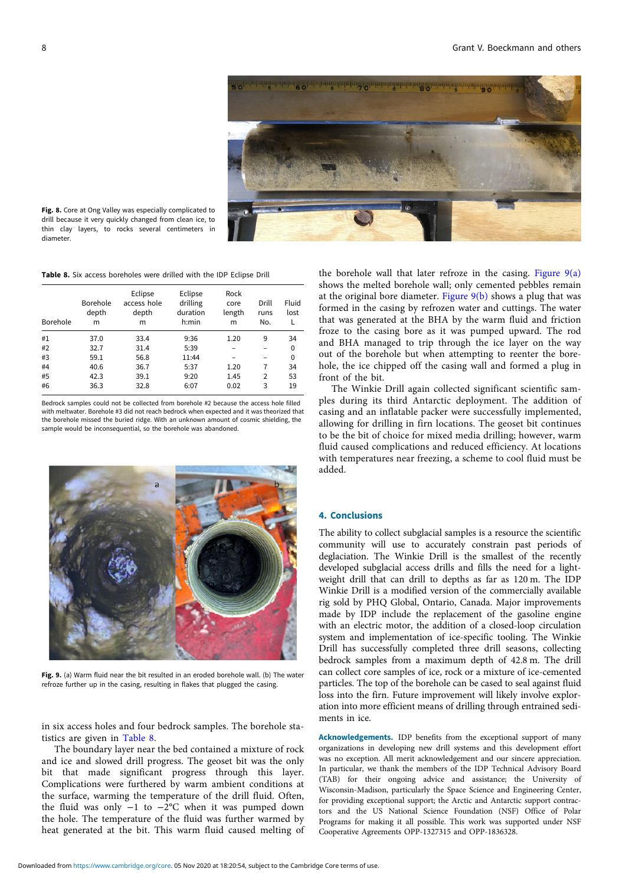**Fig. 8.** Core at Ong Valley was especially complicated to drill because it very quickly changed from clean ice, to thin clay layers, to rocks several centimeters in diameter.

**Table 8.** Six access boreholes were drilled with the IDP Eclipse Drill

| Borehole | Borehole depth m | Eclipse access hole depth m | Eclipse drilling duration h:min | Rock core length m | Drill runs No. | Fluid lost L |
|---|---|---|---|---|---|---|
| #1 | 37.0 | 33.4 | 9:36 | 1.20 | 9 | 34 |
| #2 | 32.7 | 31.4 | 5:39 | – | – | 0 |
| #3 | 59.1 | 56.8 | 11:44 | – | – | 0 |
| #4 | 40.6 | 36.7 | 5:37 | 1.20 | 7 | 34 |
| #5 | 42.3 | 39.1 | 9:20 | 1.45 | 2 | 53 |
| #6 | 36.3 | 32.8 | 6:07 | 0.02 | 3 | 19 |

Bedrock samples could not be collected from borehole #2 because the access hole filled with meltwater. Borehole #3 did not reach bedrock when expected and it was theorized that the borehole missed the buried ridge. With an unknown amount of cosmic shielding, the sample would be inconsequential, so the borehole was abandoned.

**Fig. 9.** (a) Warm fluid near the bit resulted in an eroded borehole wall. (b) The water refroze further up in the casing, resulting in flakes that plugged the casing.

in six access holes and four bedrock samples. The borehole statistics are given in Table 8.

The boundary layer near the bed contained a mixture of rock and ice and slowed drill progress. The geoset bit was the only bit that made significant progress through this layer. Complications were furthered by warm ambient conditions at the surface, warming the temperature of the drill fluid. Often, the fluid was only −1 to −2°C when it was pumped down the hole. The temperature of the fluid was further warmed by heat generated at the bit. This warm fluid caused melting of the borehole wall that later refroze in the casing. Figure 9(a) shows the melted borehole wall; only cemented pebbles remain at the original bore diameter. Figure 9(b) shows a plug that was formed in the casing by refrozen water and cuttings. The water that was generated at the BHA by the warm fluid and friction froze to the casing bore as it was pumped upward. The rod and BHA managed to trip through the ice layer on the way out of the borehole but when attempting to reenter the borehole, the ice chipped off the casing wall and formed a plug in front of the bit.

The Winkie Drill again collected significant scientific samples during its third Antarctic deployment. The addition of casing and an inflatable packer were successfully implemented, allowing for drilling in firn locations. The geoset bit continues to be the bit of choice for mixed media drilling; however, warm fluid caused complications and reduced efficiency. At locations with temperatures near freezing, a scheme to cool fluid must be added.

## 4. Conclusions

The ability to collect subglacial samples is a resource the scientific community will use to accurately constrain past periods of deglaciation. The Winkie Drill is the smallest of the recently developed subglacial access drills and fills the need for a lightweight drill that can drill to depths as far as 120 m. The IDP Winkie Drill is a modified version of the commercially available rig sold by PHQ Global, Ontario, Canada. Major improvements made by IDP include the replacement of the gasoline engine with an electric motor, the addition of a closed-loop circulation system and implementation of ice-specific tooling. The Winkie Drill has successfully completed three drill seasons, collecting bedrock samples from a maximum depth of 42.8 m. The drill can collect core samples of ice, rock or a mixture of ice-cemented particles. The top of the borehole can be cased to seal against fluid loss into the firn. Future improvement will likely involve exploration into more efficient means of drilling through entrained sediments in ice.

**Acknowledgements.** IDP benefits from the exceptional support of many organizations in developing new drill systems and this development effort was no exception. All merit acknowledgement and our sincere appreciation. In particular, we thank the members of the IDP Technical Advisory Board (TAB) for their ongoing advice and assistance; the University of Wisconsin-Madison, particularly the Space Science and Engineering Center, for providing exceptional support; the Arctic and Antarctic support contractors and the US National Science Foundation (NSF) Office of Polar Programs for making it all possible. This work was supported under NSF Cooperative Agreements OPP-1327315 and OPP-1836328.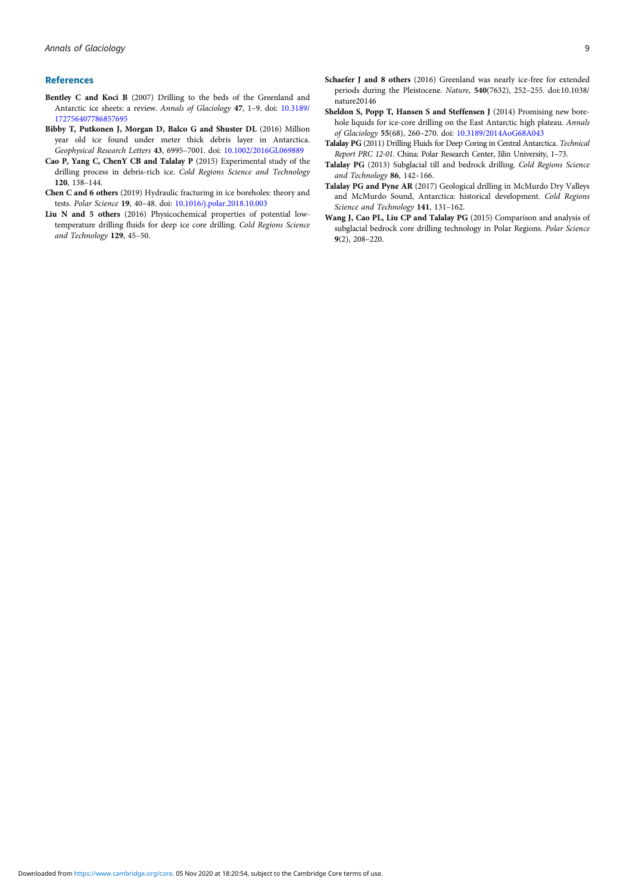## References

**Bentley C and Koci B** (2007) Drilling to the beds of the Greenland and Antarctic ice sheets: a review. *Annals of Glaciology* **47**, 1–9. doi: 10.3189/172756407786857695

**Bibby T, Putkonen J, Morgan D, Balco G and Shuster DL** (2016) Million year old ice found under meter thick debris layer in Antarctica. *Geophysical Research Letters* **43**, 6995–7001. doi: 10.1002/2016GL069889

**Cao P, Yang C, ChenY CB and Talalay P** (2015) Experimental study of the drilling process in debris-rich ice. *Cold Regions Science and Technology* **120**, 138–144.

**Chen C and 6 others** (2019) Hydraulic fracturing in ice boreholes: theory and tests. *Polar Science* **19**, 40–48. doi: 10.1016/j.polar.2018.10.003

**Liu N and 5 others** (2016) Physicochemical properties of potential low-temperature drilling fluids for deep ice core drilling. *Cold Regions Science and Technology* **129**, 45–50.

**Schaefer J and 8 others** (2016) Greenland was nearly ice-free for extended periods during the Pleistocene. *Nature*, **540**(7632), 252–255. doi:10.1038/nature20146

**Sheldon S, Popp T, Hansen S and Steffensen J** (2014) Promising new borehole liquids for ice-core drilling on the East Antarctic high plateau. *Annals of Glaciology* **55**(68), 260–270. doi: 10.3189/2014AoG68A043

**Talalay PG** (2011) Drilling Fluids for Deep Coring in Central Antarctica. *Technical Report PRC 12-01*. China: Polar Research Center, Jilin University, 1–73.

**Talalay PG** (2013) Subglacial till and bedrock drilling. *Cold Regions Science and Technology* **86**, 142–166.

**Talalay PG and Pyne AR** (2017) Geological drilling in McMurdo Dry Valleys and McMurdo Sound, Antarctica: historical development. *Cold Regions Science and Technology* **141**, 131–162.

**Wang J, Cao PL, Liu CP and Talalay PG** (2015) Comparison and analysis of subglacial bedrock core drilling technology in Polar Regions. *Polar Science* **9**(2), 208–220.